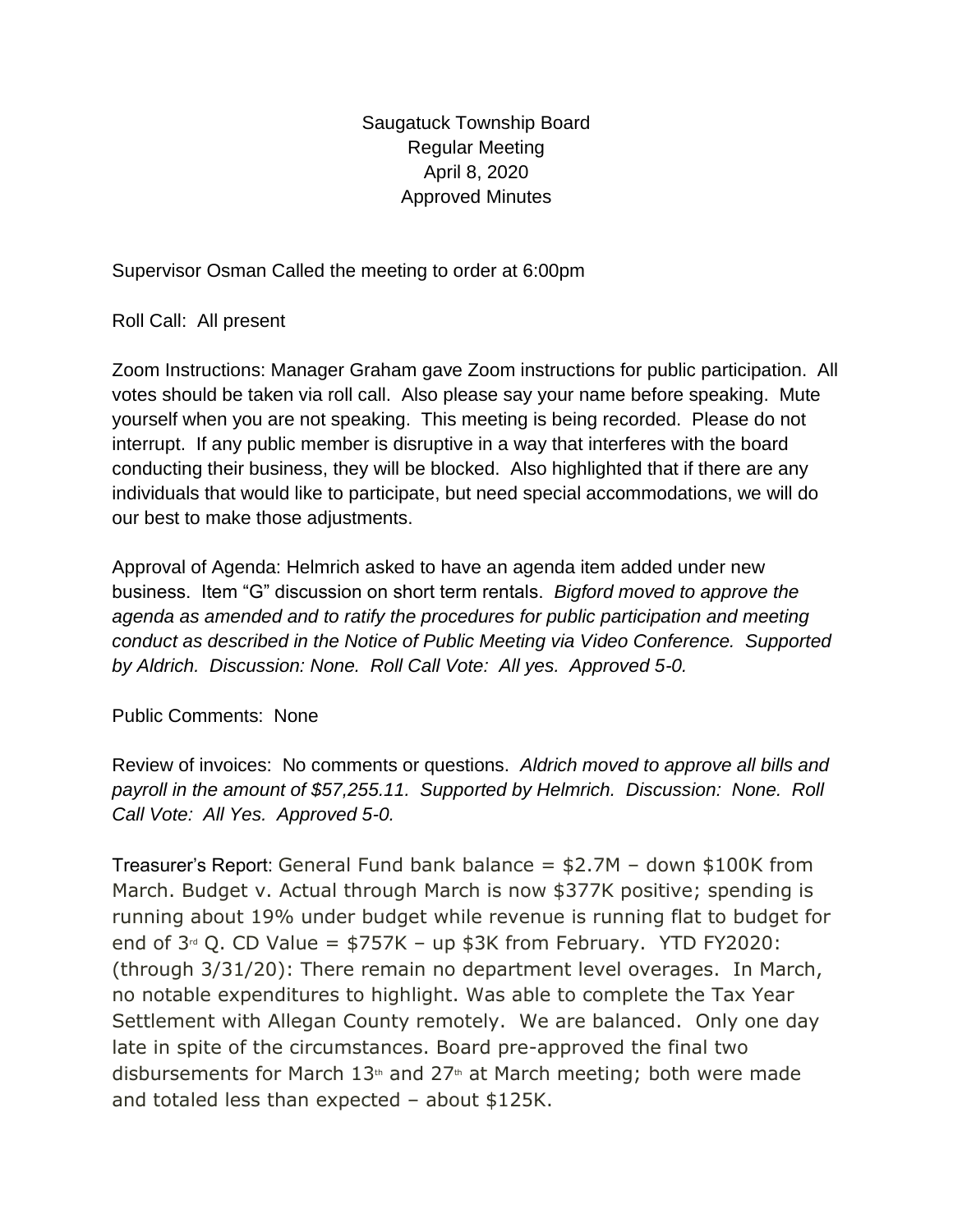Saugatuck Township Board
Regular Meeting
April 8, 2020
Approved Minutes

Supervisor Osman Called the meeting to order at 6:00pm

Roll Call: All present

Zoom Instructions: Manager Graham gave Zoom instructions for public participation. All votes should be taken via roll call. Also please say your name before speaking. Mute yourself when you are not speaking. This meeting is being recorded. Please do not interrupt. If any public member is disruptive in a way that interferes with the board conducting their business, they will be blocked. Also highlighted that if there are any individuals that would like to participate, but need special accommodations, we will do our best to make those adjustments.

Approval of Agenda: Helmrich asked to have an agenda item added under new business. Item "G" discussion on short term rentals. *Bigford moved to approve the agenda as amended and to ratify the procedures for public participation and meeting conduct as described in the Notice of Public Meeting via Video Conference. Supported by Aldrich. Discussion: None. Roll Call Vote: All yes. Approved 5-0.*

Public Comments: None

Review of invoices: No comments or questions. *Aldrich moved to approve all bills and payroll in the amount of $57,255.11. Supported by Helmrich. Discussion: None. Roll Call Vote: All Yes. Approved 5-0.*

Treasurer's Report: General Fund bank balance = $2.7M – down $100K from March. Budget v. Actual through March is now $377K positive; spending is running about 19% under budget while revenue is running flat to budget for end of 3rd Q. CD Value = $757K – up $3K from February. YTD FY2020: (through 3/31/20): There remain no department level overages. In March, no notable expenditures to highlight. Was able to complete the Tax Year Settlement with Allegan County remotely. We are balanced. Only one day late in spite of the circumstances. Board pre-approved the final two disbursements for March 13th and 27th at March meeting; both were made and totaled less than expected – about $125K.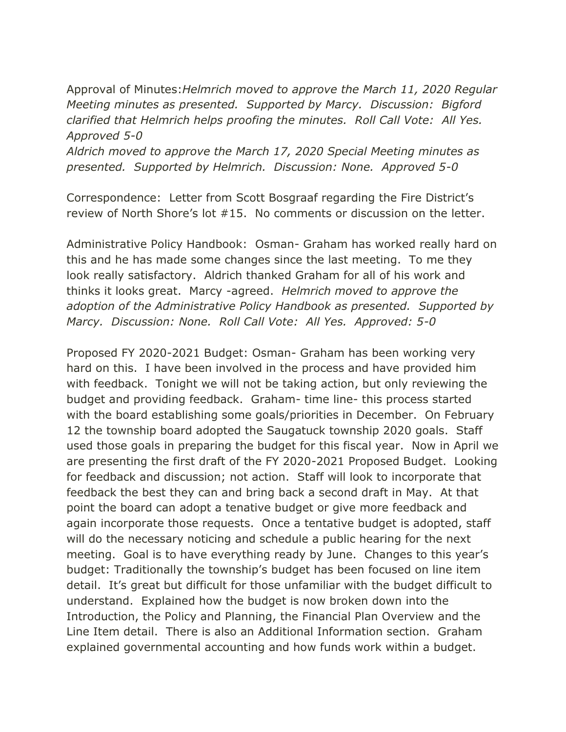Approval of Minutes:*Helmrich moved to approve the March 11, 2020 Regular Meeting minutes as presented. Supported by Marcy. Discussion: Bigford clarified that Helmrich helps proofing the minutes. Roll Call Vote: All Yes. Approved 5-0*
*Aldrich moved to approve the March 17, 2020 Special Meeting minutes as presented. Supported by Helmrich. Discussion: None. Approved 5-0*

Correspondence: Letter from Scott Bosgraaf regarding the Fire District's review of North Shore's lot #15. No comments or discussion on the letter.

Administrative Policy Handbook: Osman- Graham has worked really hard on this and he has made some changes since the last meeting. To me they look really satisfactory. Aldrich thanked Graham for all of his work and thinks it looks great. Marcy -agreed. *Helmrich moved to approve the adoption of the Administrative Policy Handbook as presented. Supported by Marcy. Discussion: None. Roll Call Vote: All Yes. Approved: 5-0*

Proposed FY 2020-2021 Budget: Osman- Graham has been working very hard on this. I have been involved in the process and have provided him with feedback. Tonight we will not be taking action, but only reviewing the budget and providing feedback. Graham- time line- this process started with the board establishing some goals/priorities in December. On February 12 the township board adopted the Saugatuck township 2020 goals. Staff used those goals in preparing the budget for this fiscal year. Now in April we are presenting the first draft of the FY 2020-2021 Proposed Budget. Looking for feedback and discussion; not action. Staff will look to incorporate that feedback the best they can and bring back a second draft in May. At that point the board can adopt a tenative budget or give more feedback and again incorporate those requests. Once a tentative budget is adopted, staff will do the necessary noticing and schedule a public hearing for the next meeting. Goal is to have everything ready by June. Changes to this year's budget: Traditionally the township's budget has been focused on line item detail. It's great but difficult for those unfamiliar with the budget difficult to understand. Explained how the budget is now broken down into the Introduction, the Policy and Planning, the Financial Plan Overview and the Line Item detail. There is also an Additional Information section. Graham explained governmental accounting and how funds work within a budget.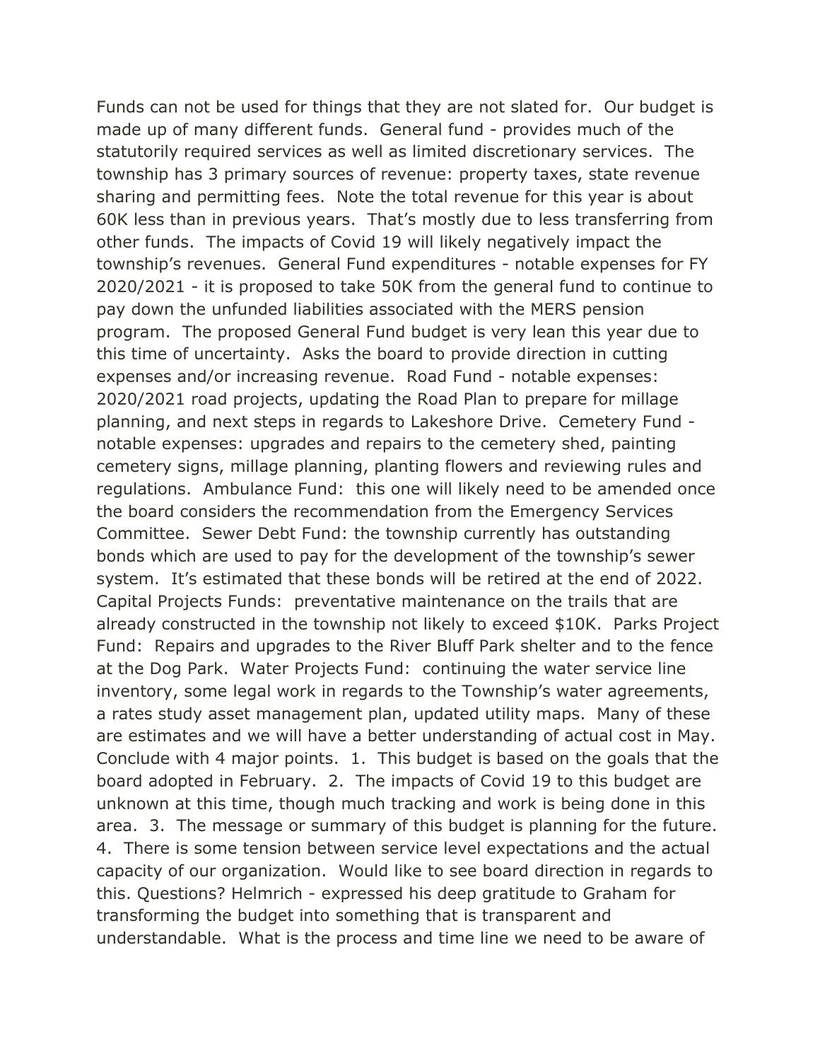Funds can not be used for things that they are not slated for. Our budget is made up of many different funds. General fund - provides much of the statutorily required services as well as limited discretionary services. The township has 3 primary sources of revenue: property taxes, state revenue sharing and permitting fees. Note the total revenue for this year is about 60K less than in previous years. That's mostly due to less transferring from other funds. The impacts of Covid 19 will likely negatively impact the township's revenues. General Fund expenditures - notable expenses for FY 2020/2021 - it is proposed to take 50K from the general fund to continue to pay down the unfunded liabilities associated with the MERS pension program. The proposed General Fund budget is very lean this year due to this time of uncertainty. Asks the board to provide direction in cutting expenses and/or increasing revenue. Road Fund - notable expenses: 2020/2021 road projects, updating the Road Plan to prepare for millage planning, and next steps in regards to Lakeshore Drive. Cemetery Fund - notable expenses: upgrades and repairs to the cemetery shed, painting cemetery signs, millage planning, planting flowers and reviewing rules and regulations. Ambulance Fund: this one will likely need to be amended once the board considers the recommendation from the Emergency Services Committee. Sewer Debt Fund: the township currently has outstanding bonds which are used to pay for the development of the township's sewer system. It's estimated that these bonds will be retired at the end of 2022. Capital Projects Funds: preventative maintenance on the trails that are already constructed in the township not likely to exceed $10K. Parks Project Fund: Repairs and upgrades to the River Bluff Park shelter and to the fence at the Dog Park. Water Projects Fund: continuing the water service line inventory, some legal work in regards to the Township's water agreements, a rates study asset management plan, updated utility maps. Many of these are estimates and we will have a better understanding of actual cost in May. Conclude with 4 major points. 1. This budget is based on the goals that the board adopted in February. 2. The impacts of Covid 19 to this budget are unknown at this time, though much tracking and work is being done in this area. 3. The message or summary of this budget is planning for the future. 4. There is some tension between service level expectations and the actual capacity of our organization. Would like to see board direction in regards to this. Questions? Helmrich - expressed his deep gratitude to Graham for transforming the budget into something that is transparent and understandable. What is the process and time line we need to be aware of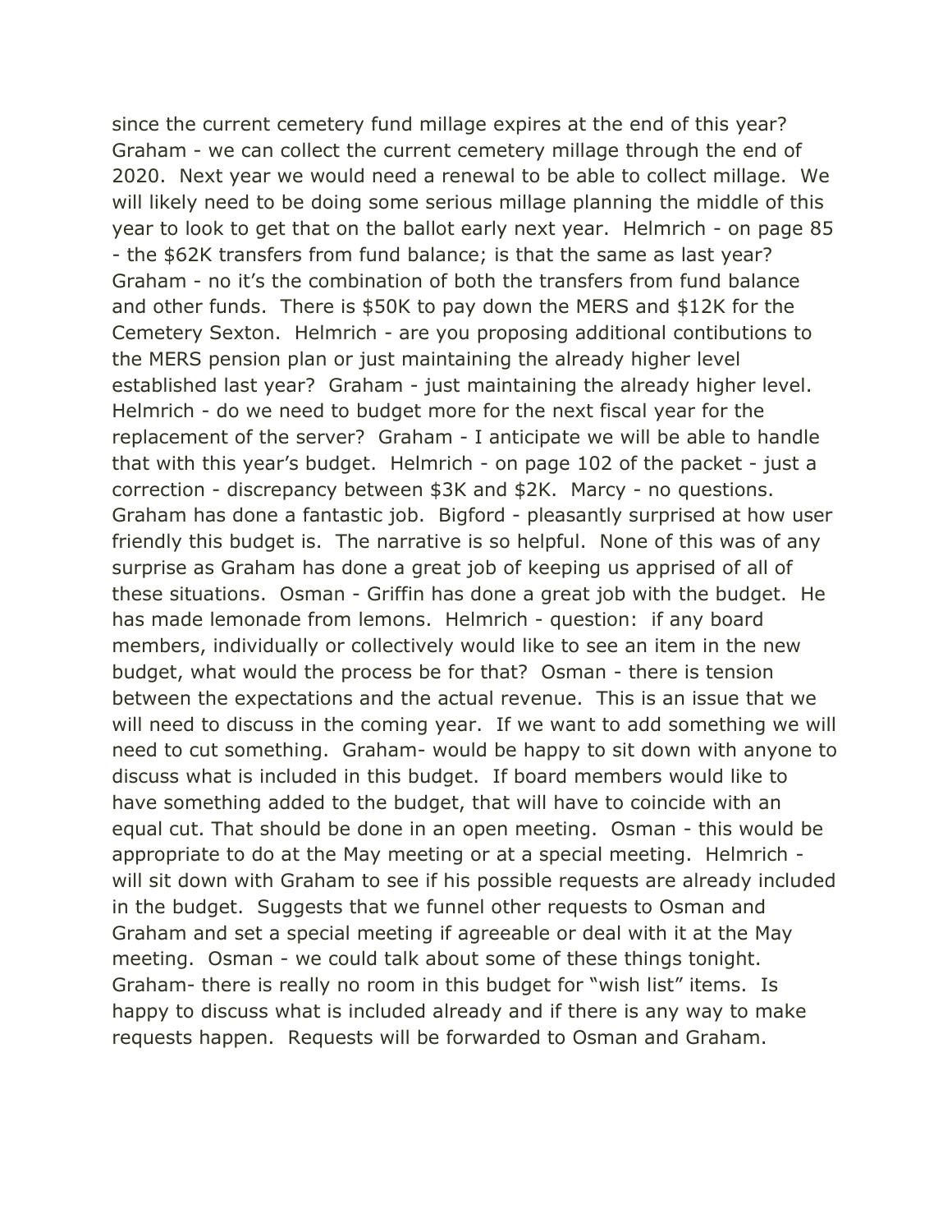since the current cemetery fund millage expires at the end of this year? Graham - we can collect the current cemetery millage through the end of 2020. Next year we would need a renewal to be able to collect millage. We will likely need to be doing some serious millage planning the middle of this year to look to get that on the ballot early next year. Helmrich - on page 85 - the $62K transfers from fund balance; is that the same as last year? Graham - no it's the combination of both the transfers from fund balance and other funds. There is $50K to pay down the MERS and $12K for the Cemetery Sexton. Helmrich - are you proposing additional contibutions to the MERS pension plan or just maintaining the already higher level established last year? Graham - just maintaining the already higher level. Helmrich - do we need to budget more for the next fiscal year for the replacement of the server? Graham - I anticipate we will be able to handle that with this year's budget. Helmrich - on page 102 of the packet - just a correction - discrepancy between $3K and $2K. Marcy - no questions. Graham has done a fantastic job. Bigford - pleasantly surprised at how user friendly this budget is. The narrative is so helpful. None of this was of any surprise as Graham has done a great job of keeping us apprised of all of these situations. Osman - Griffin has done a great job with the budget. He has made lemonade from lemons. Helmrich - question: if any board members, individually or collectively would like to see an item in the new budget, what would the process be for that? Osman - there is tension between the expectations and the actual revenue. This is an issue that we will need to discuss in the coming year. If we want to add something we will need to cut something. Graham- would be happy to sit down with anyone to discuss what is included in this budget. If board members would like to have something added to the budget, that will have to coincide with an equal cut. That should be done in an open meeting. Osman - this would be appropriate to do at the May meeting or at a special meeting. Helmrich - will sit down with Graham to see if his possible requests are already included in the budget. Suggests that we funnel other requests to Osman and Graham and set a special meeting if agreeable or deal with it at the May meeting. Osman - we could talk about some of these things tonight. Graham- there is really no room in this budget for "wish list" items. Is happy to discuss what is included already and if there is any way to make requests happen. Requests will be forwarded to Osman and Graham.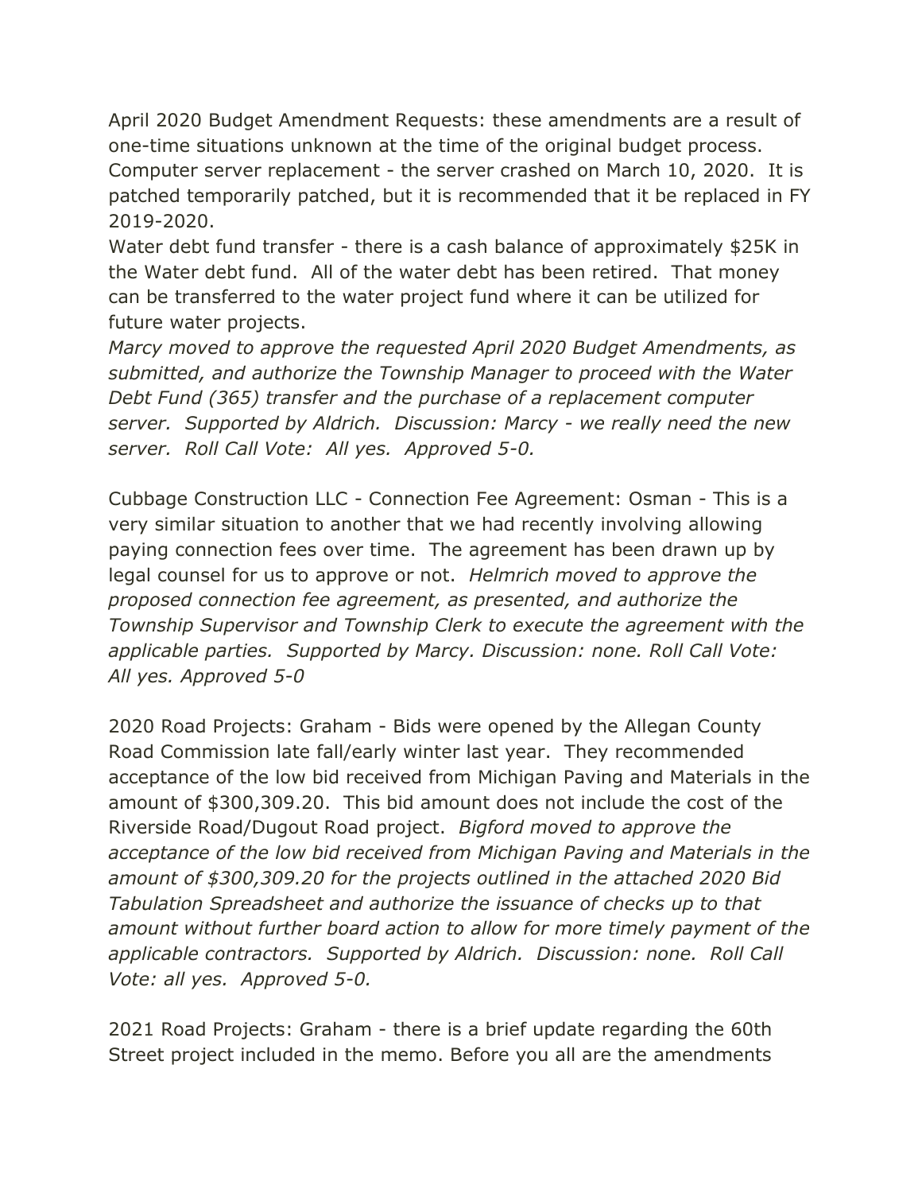April 2020 Budget Amendment Requests: these amendments are a result of one-time situations unknown at the time of the original budget process. Computer server replacement - the server crashed on March 10, 2020. It is patched temporarily patched, but it is recommended that it be replaced in FY 2019-2020.

Water debt fund transfer - there is a cash balance of approximately $25K in the Water debt fund. All of the water debt has been retired. That money can be transferred to the water project fund where it can be utilized for future water projects.

*Marcy moved to approve the requested April 2020 Budget Amendments, as submitted, and authorize the Township Manager to proceed with the Water Debt Fund (365) transfer and the purchase of a replacement computer server. Supported by Aldrich. Discussion: Marcy - we really need the new server. Roll Call Vote: All yes. Approved 5-0.*

Cubbage Construction LLC - Connection Fee Agreement: Osman - This is a very similar situation to another that we had recently involving allowing paying connection fees over time. The agreement has been drawn up by legal counsel for us to approve or not. *Helmrich moved to approve the proposed connection fee agreement, as presented, and authorize the Township Supervisor and Township Clerk to execute the agreement with the applicable parties. Supported by Marcy. Discussion: none. Roll Call Vote: All yes. Approved 5-0*

2020 Road Projects: Graham - Bids were opened by the Allegan County Road Commission late fall/early winter last year. They recommended acceptance of the low bid received from Michigan Paving and Materials in the amount of $300,309.20. This bid amount does not include the cost of the Riverside Road/Dugout Road project. *Bigford moved to approve the acceptance of the low bid received from Michigan Paving and Materials in the amount of $300,309.20 for the projects outlined in the attached 2020 Bid Tabulation Spreadsheet and authorize the issuance of checks up to that amount without further board action to allow for more timely payment of the applicable contractors. Supported by Aldrich. Discussion: none. Roll Call Vote: all yes. Approved 5-0.*

2021 Road Projects: Graham - there is a brief update regarding the 60th Street project included in the memo. Before you all are the amendments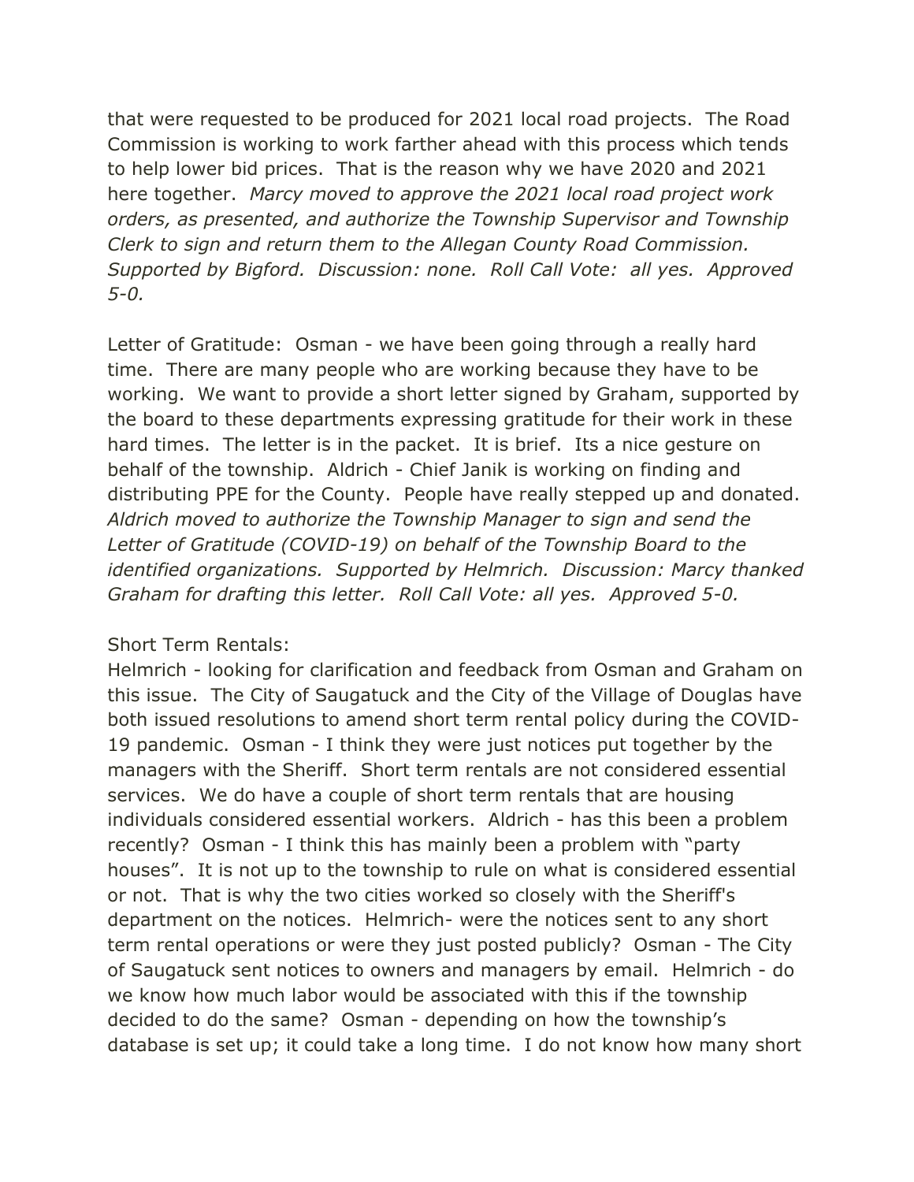that were requested to be produced for 2021 local road projects. The Road Commission is working to work farther ahead with this process which tends to help lower bid prices. That is the reason why we have 2020 and 2021 here together. *Marcy moved to approve the 2021 local road project work orders, as presented, and authorize the Township Supervisor and Township Clerk to sign and return them to the Allegan County Road Commission. Supported by Bigford. Discussion: none. Roll Call Vote: all yes. Approved 5-0.*

Letter of Gratitude: Osman - we have been going through a really hard time. There are many people who are working because they have to be working. We want to provide a short letter signed by Graham, supported by the board to these departments expressing gratitude for their work in these hard times. The letter is in the packet. It is brief. Its a nice gesture on behalf of the township. Aldrich - Chief Janik is working on finding and distributing PPE for the County. People have really stepped up and donated. *Aldrich moved to authorize the Township Manager to sign and send the Letter of Gratitude (COVID-19) on behalf of the Township Board to the identified organizations. Supported by Helmrich. Discussion: Marcy thanked Graham for drafting this letter. Roll Call Vote: all yes. Approved 5-0.*

Short Term Rentals:
Helmrich - looking for clarification and feedback from Osman and Graham on this issue. The City of Saugatuck and the City of the Village of Douglas have both issued resolutions to amend short term rental policy during the COVID-19 pandemic. Osman - I think they were just notices put together by the managers with the Sheriff. Short term rentals are not considered essential services. We do have a couple of short term rentals that are housing individuals considered essential workers. Aldrich - has this been a problem recently? Osman - I think this has mainly been a problem with "party houses". It is not up to the township to rule on what is considered essential or not. That is why the two cities worked so closely with the Sheriff's department on the notices. Helmrich- were the notices sent to any short term rental operations or were they just posted publicly? Osman - The City of Saugatuck sent notices to owners and managers by email. Helmrich - do we know how much labor would be associated with this if the township decided to do the same? Osman - depending on how the township's database is set up; it could take a long time. I do not know how many short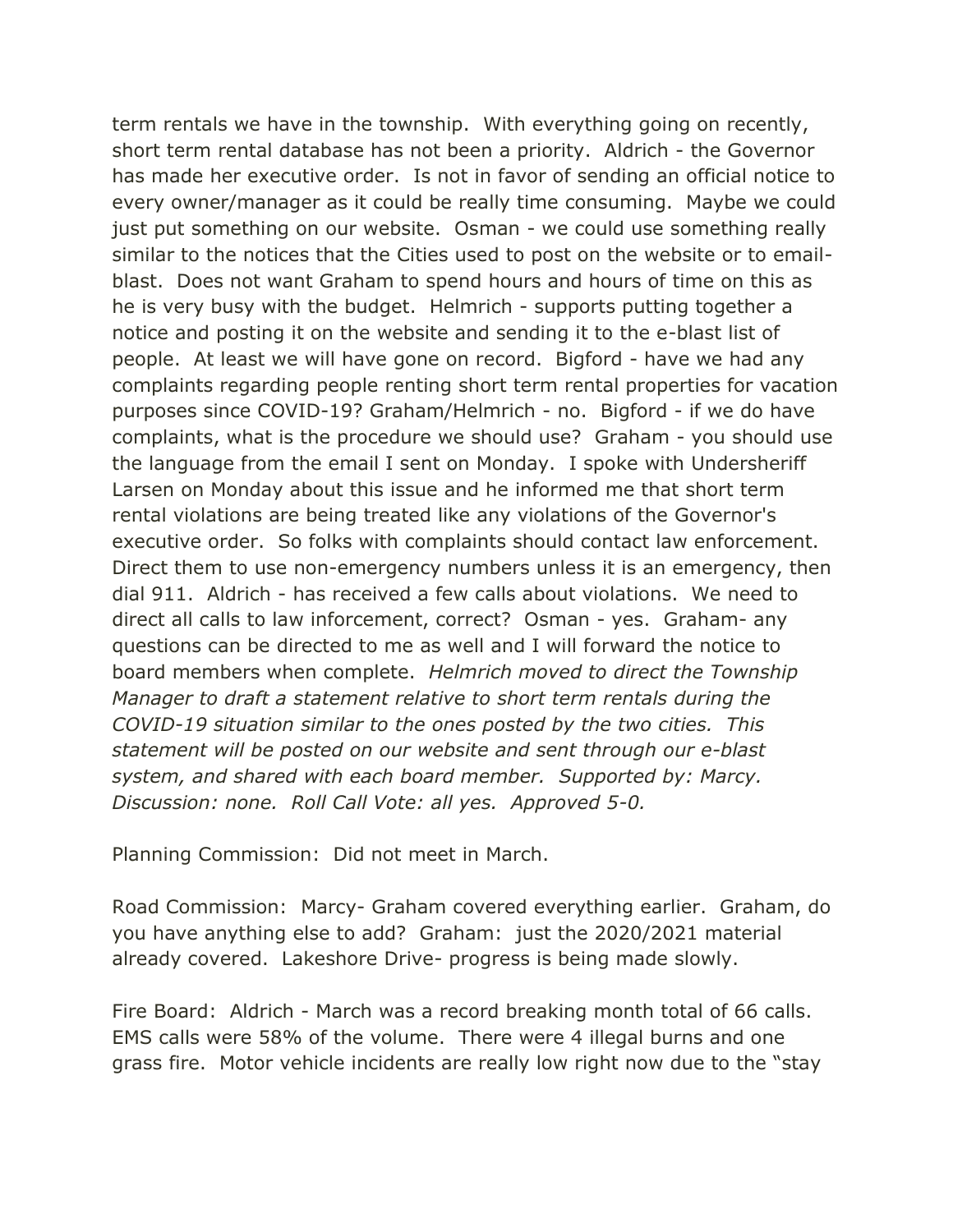term rentals we have in the township. With everything going on recently, short term rental database has not been a priority. Aldrich - the Governor has made her executive order. Is not in favor of sending an official notice to every owner/manager as it could be really time consuming. Maybe we could just put something on our website. Osman - we could use something really similar to the notices that the Cities used to post on the website or to email-blast. Does not want Graham to spend hours and hours of time on this as he is very busy with the budget. Helmrich - supports putting together a notice and posting it on the website and sending it to the e-blast list of people. At least we will have gone on record. Bigford - have we had any complaints regarding people renting short term rental properties for vacation purposes since COVID-19? Graham/Helmrich - no. Bigford - if we do have complaints, what is the procedure we should use? Graham - you should use the language from the email I sent on Monday. I spoke with Undersheriff Larsen on Monday about this issue and he informed me that short term rental violations are being treated like any violations of the Governor's executive order. So folks with complaints should contact law enforcement. Direct them to use non-emergency numbers unless it is an emergency, then dial 911. Aldrich - has received a few calls about violations. We need to direct all calls to law inforcement, correct? Osman - yes. Graham- any questions can be directed to me as well and I will forward the notice to board members when complete. *Helmrich moved to direct the Township Manager to draft a statement relative to short term rentals during the COVID-19 situation similar to the ones posted by the two cities. This statement will be posted on our website and sent through our e-blast system, and shared with each board member. Supported by: Marcy. Discussion: none. Roll Call Vote: all yes. Approved 5-0.*

Planning Commission: Did not meet in March.

Road Commission: Marcy- Graham covered everything earlier. Graham, do you have anything else to add? Graham: just the 2020/2021 material already covered. Lakeshore Drive- progress is being made slowly.

Fire Board: Aldrich - March was a record breaking month total of 66 calls. EMS calls were 58% of the volume. There were 4 illegal burns and one grass fire. Motor vehicle incidents are really low right now due to the "stay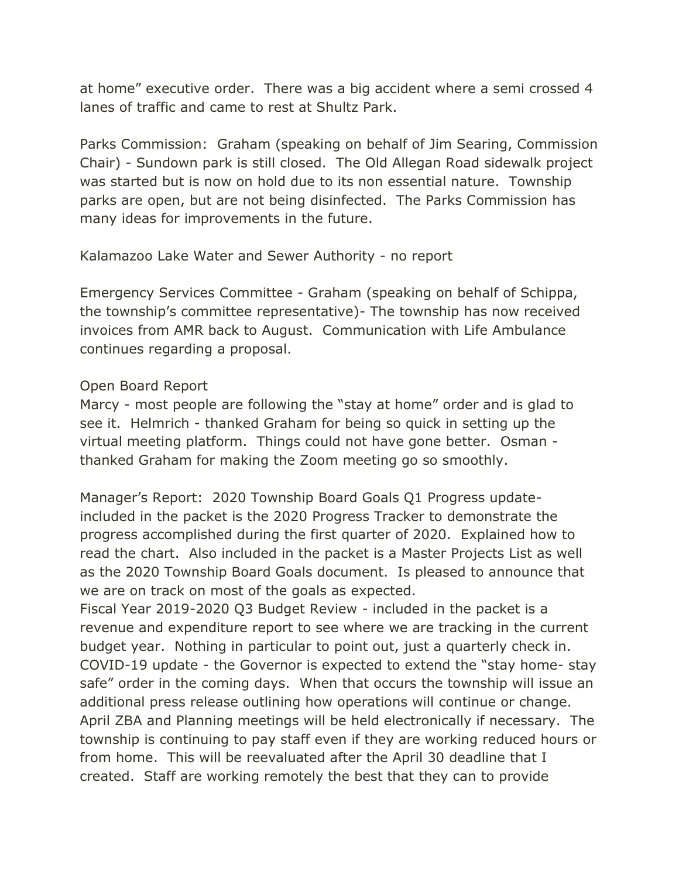at home" executive order.  There was a big accident where a semi crossed 4 lanes of traffic and came to rest at Shultz Park.

Parks Commission:  Graham (speaking on behalf of Jim Searing, Commission Chair) - Sundown park is still closed.  The Old Allegan Road sidewalk project was started but is now on hold due to its non essential nature.  Township parks are open, but are not being disinfected.  The Parks Commission has many ideas for improvements in the future.

Kalamazoo Lake Water and Sewer Authority - no report

Emergency Services Committee - Graham (speaking on behalf of Schippa, the township's committee representative)- The township has now received invoices from AMR back to August.  Communication with Life Ambulance continues regarding a proposal.

Open Board Report
Marcy - most people are following the "stay at home" order and is glad to see it.  Helmrich - thanked Graham for being so quick in setting up the virtual meeting platform.  Things could not have gone better.  Osman - thanked Graham for making the Zoom meeting go so smoothly.

Manager's Report:  2020 Township Board Goals Q1 Progress update- included in the packet is the 2020 Progress Tracker to demonstrate the progress accomplished during the first quarter of 2020.  Explained how to read the chart.  Also included in the packet is a Master Projects List as well as the 2020 Township Board Goals document.  Is pleased to announce that we are on track on most of the goals as expected.
Fiscal Year 2019-2020 Q3 Budget Review - included in the packet is a revenue and expenditure report to see where we are tracking in the current budget year.  Nothing in particular to point out, just a quarterly check in.
COVID-19 update - the Governor is expected to extend the "stay home- stay safe" order in the coming days.  When that occurs the township will issue an additional press release outlining how operations will continue or change.
April ZBA and Planning meetings will be held electronically if necessary.  The township is continuing to pay staff even if they are working reduced hours or from home.  This will be reevaluated after the April 30 deadline that I created.  Staff are working remotely the best that they can to provide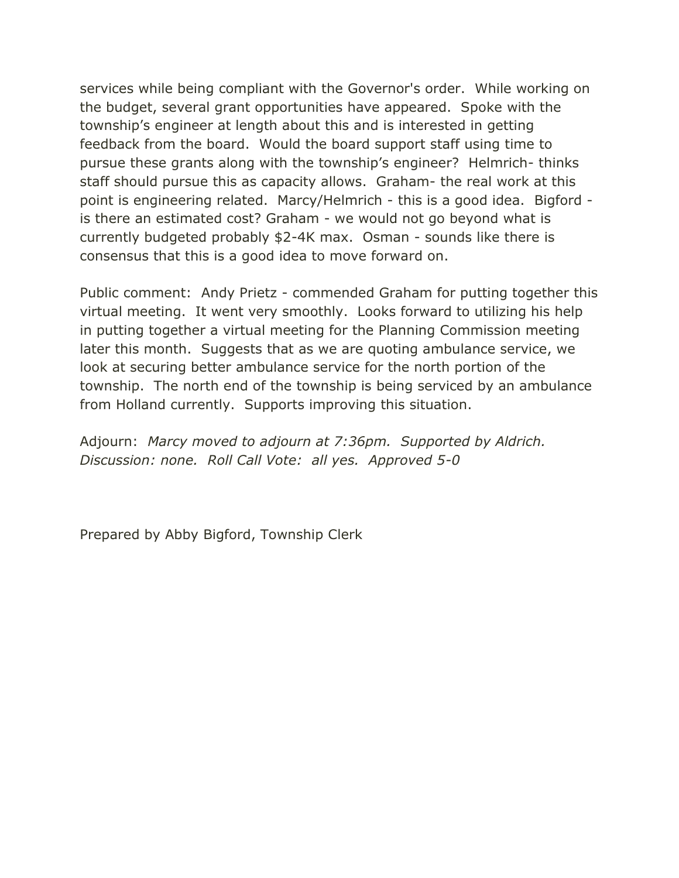services while being compliant with the Governor's order. While working on the budget, several grant opportunities have appeared. Spoke with the township's engineer at length about this and is interested in getting feedback from the board. Would the board support staff using time to pursue these grants along with the township's engineer? Helmrich- thinks staff should pursue this as capacity allows. Graham- the real work at this point is engineering related. Marcy/Helmrich - this is a good idea. Bigford - is there an estimated cost? Graham - we would not go beyond what is currently budgeted probably $2-4K max. Osman - sounds like there is consensus that this is a good idea to move forward on.

Public comment: Andy Prietz - commended Graham for putting together this virtual meeting. It went very smoothly. Looks forward to utilizing his help in putting together a virtual meeting for the Planning Commission meeting later this month. Suggests that as we are quoting ambulance service, we look at securing better ambulance service for the north portion of the township. The north end of the township is being serviced by an ambulance from Holland currently. Supports improving this situation.

Adjourn: *Marcy moved to adjourn at 7:36pm. Supported by Aldrich. Discussion: none. Roll Call Vote: all yes. Approved 5-0*

Prepared by Abby Bigford, Township Clerk